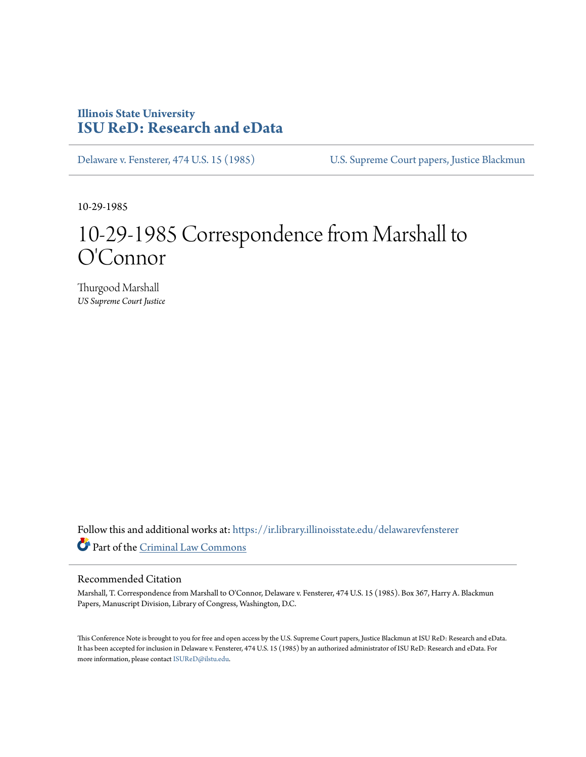# Illinois State University
# ISU ReD: Research and eData

Delaware v. Fensterer, 474 U.S. 15 (1985) U.S. Supreme Court papers, Justice Blackmun

10-29-1985

# 10-29-1985 Correspondence from Marshall to O'Connor

Thurgood Marshall
*US Supreme Court Justice*

Follow this and additional works at: https://ir.library.illinoisstate.edu/delawarevfensterer

Part of the Criminal Law Commons

## Recommended Citation

Marshall, T. Correspondence from Marshall to O'Connor, Delaware v. Fensterer, 474 U.S. 15 (1985). Box 367, Harry A. Blackmun Papers, Manuscript Division, Library of Congress, Washington, D.C.

This Conference Note is brought to you for free and open access by the U.S. Supreme Court papers, Justice Blackmun at ISU ReD: Research and eData. It has been accepted for inclusion in Delaware v. Fensterer, 474 U.S. 15 (1985) by an authorized administrator of ISU ReD: Research and eData. For more information, please contact ISUReD@ilstu.edu.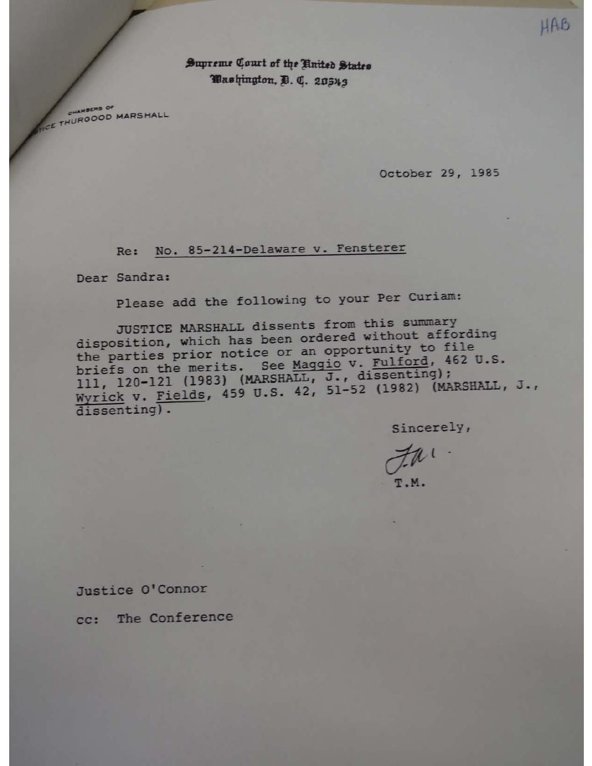HAB

Supreme Court of the United States
Washington, D. C. 20543

CHAMBERS OF
JUSTICE THURGOOD MARSHALL

October 29, 1985

Re: No. 85-214-Delaware v. Fensterer

Dear Sandra:

Please add the following to your Per Curiam:

JUSTICE MARSHALL dissents from this summary disposition, which has been ordered without affording the parties prior notice or an opportunity to file briefs on the merits. See Maggio v. Fulford, 462 U.S. 111, 120-121 (1983) (MARSHALL, J., dissenting); Wyrick v. Fields, 459 U.S. 42, 51-52 (1982) (MARSHALL, J., dissenting).

Sincerely,

T.M.

Justice O'Connor

cc: The Conference